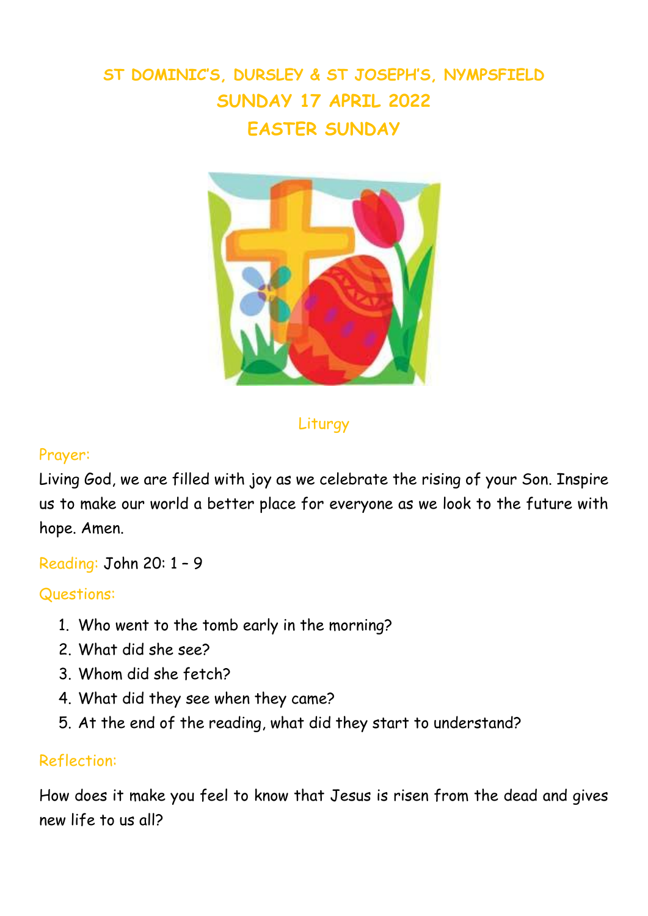# ST DOMINIC'S, DURSLEY & ST JOSEPH'S, NYMPSFIELD

## SUNDAY 17 APRIL 2022

## EASTER SUNDAY

### Liturgy

**Prayer:**

Living God, we are filled with joy as we celebrate the rising of your Son. Inspire us to make our world a better place for everyone as we look to the future with hope. Amen.

**Reading:** John 20: 1 – 9

**Questions:**

1. Who went to the tomb early in the morning?
2. What did she see?
3. Whom did she fetch?
4. What did they see when they came?
5. At the end of the reading, what did they start to understand?

**Reflection:**

How does it make you feel to know that Jesus is risen from the dead and gives new life to us all?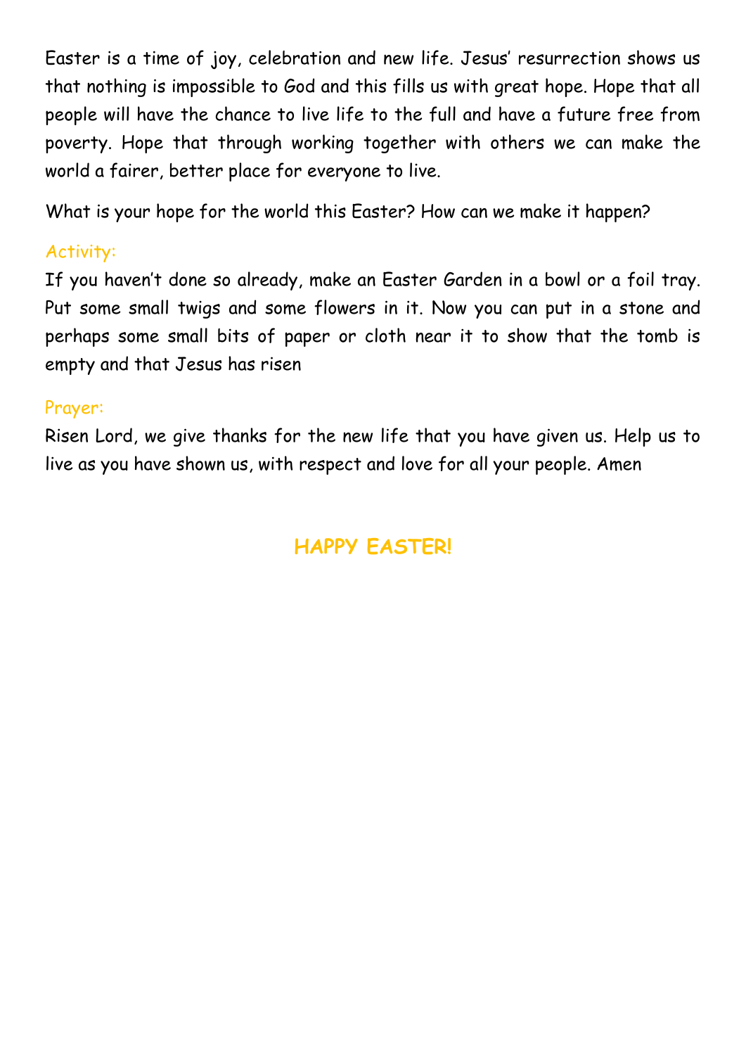Easter is a time of joy, celebration and new life. Jesus' resurrection shows us that nothing is impossible to God and this fills us with great hope. Hope that all people will have the chance to live life to the full and have a future free from poverty. Hope that through working together with others we can make the world a fairer, better place for everyone to live.

What is your hope for the world this Easter? How can we make it happen?

### Activity:

If you haven't done so already, make an Easter Garden in a bowl or a foil tray. Put some small twigs and some flowers in it. Now you can put in a stone and perhaps some small bits of paper or cloth near it to show that the tomb is empty and that Jesus has risen

### Prayer:

Risen Lord, we give thanks for the new life that you have given us. Help us to live as you have shown us, with respect and love for all your people. Amen

**HAPPY EASTER!**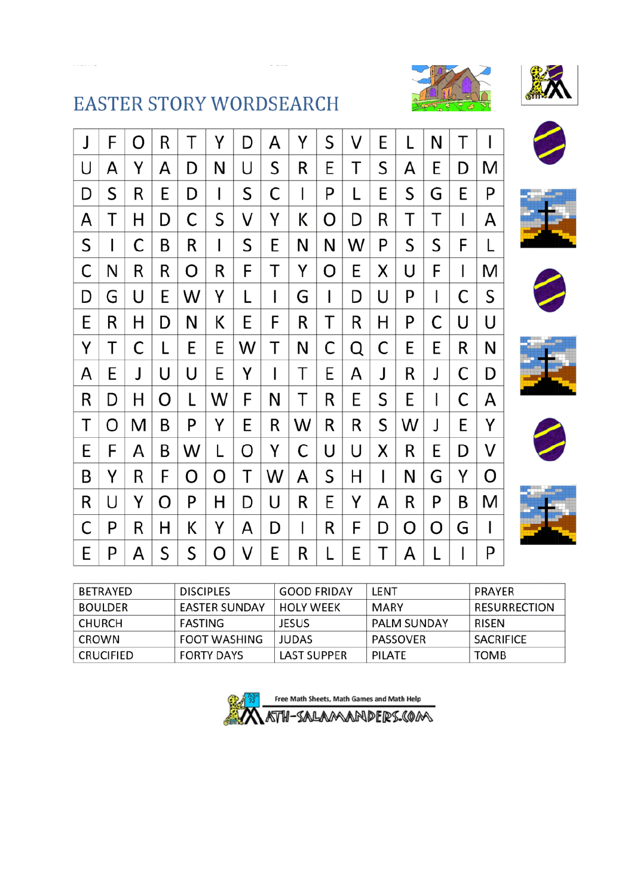# EASTER STORY WORDSEARCH

| | | | | | | | | | | | | | | | |
|---|---|---|---|---|---|---|---|---|---|---|---|---|---|---|---|
| J | F | O | R | T | Y | D | A | Y | S | V | E | L | N | T | I |
| U | A | Y | A | D | N | U | S | R | E | T | S | A | E | D | M |
| D | S | R | E | D | I | S | C | I | P | L | E | S | G | E | P |
| A | T | H | D | C | S | V | Y | K | O | D | R | T | T | I | A |
| S | I | C | B | R | I | S | E | N | N | W | P | S | S | F | L |
| C | N | R | R | O | R | F | T | Y | O | E | X | U | F | I | M |
| D | G | U | E | W | Y | L | I | G | I | D | U | P | I | C | S |
| E | R | H | D | N | K | E | F | R | T | R | H | P | C | U | U |
| Y | T | C | L | E | E | W | T | N | C | Q | C | E | E | R | N |
| A | E | J | U | U | E | Y | I | T | E | A | J | R | J | C | D |
| R | D | H | O | L | W | F | N | T | R | E | S | E | I | C | A |
| T | O | M | B | P | Y | E | R | W | R | R | S | W | J | E | Y |
| E | F | A | B | W | L | O | Y | C | U | U | X | R | E | D | V |
| B | Y | R | F | O | O | T | W | A | S | H | I | N | G | Y | O |
| R | U | Y | O | P | H | D | U | R | E | Y | A | R | P | B | M |
| C | P | R | H | K | Y | A | D | I | R | F | D | O | O | G | I |
| E | P | A | S | S | O | V | E | R | L | E | T | A | L | I | P |

| | | | | |
|---|---|---|---|---|
| BETRAYED | DISCIPLES | GOOD FRIDAY | LENT | PRAYER |
| BOULDER | EASTER SUNDAY | HOLY WEEK | MARY | RESURRECTION |
| CHURCH | FASTING | JESUS | PALM SUNDAY | RISEN |
| CROWN | FOOT WASHING | JUDAS | PASSOVER | SACRIFICE |
| CRUCIFIED | FORTY DAYS | LAST SUPPER | PILATE | TOMB |